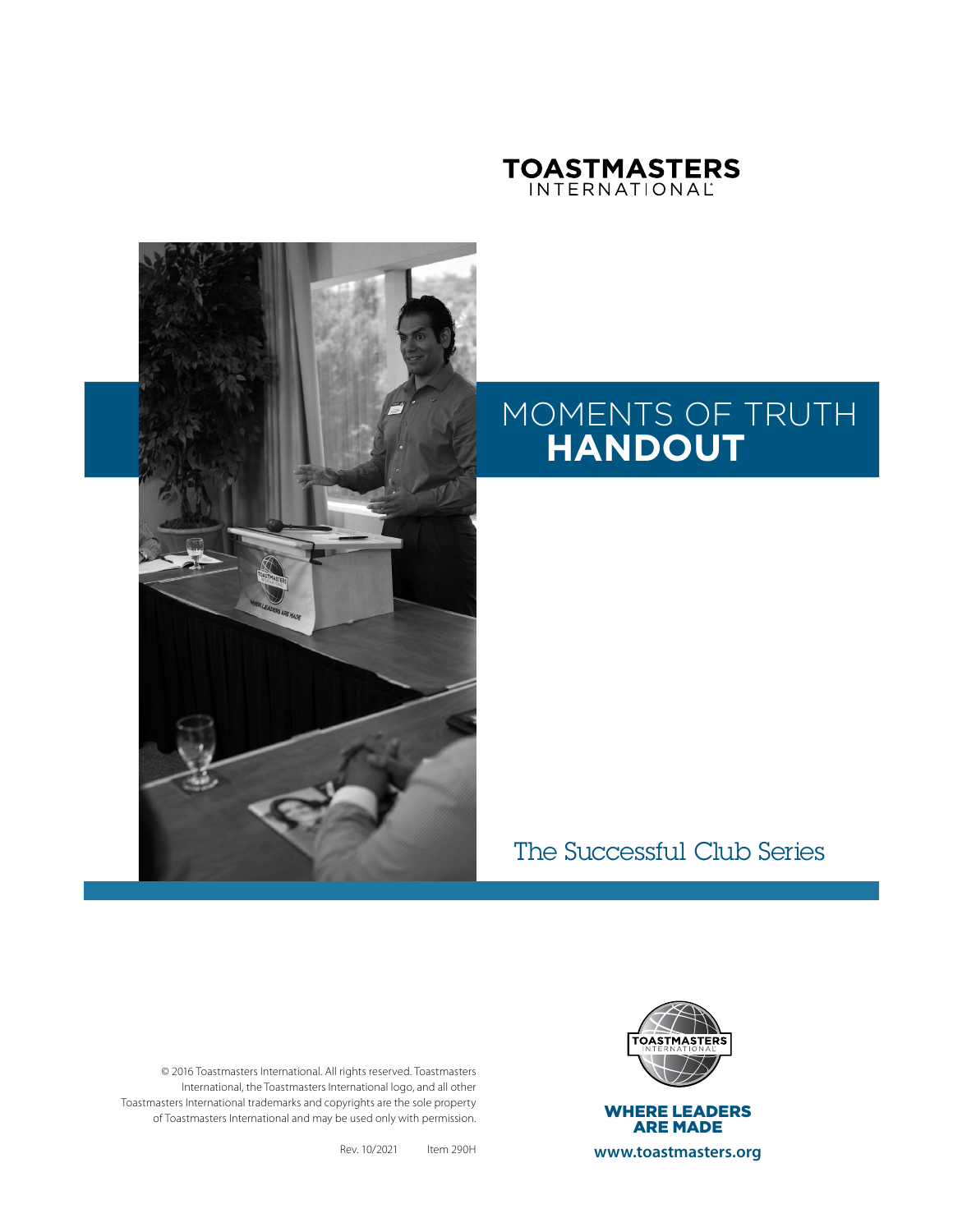TOASTMASTERS INTERNATIONAL

# MOMENTS OF TRUTH **HANDOUT**

The Successful Club Series

© 2016 Toastmasters International. All rights reserved. Toastmasters International, the Toastmasters International logo, and all other Toastmasters International trademarks and copyrights are the sole property of Toastmasters International and may be used only with permission.

Rev. 10/2021 Item 290H

WHERE LEADERS ARE MADE

www.toastmasters.org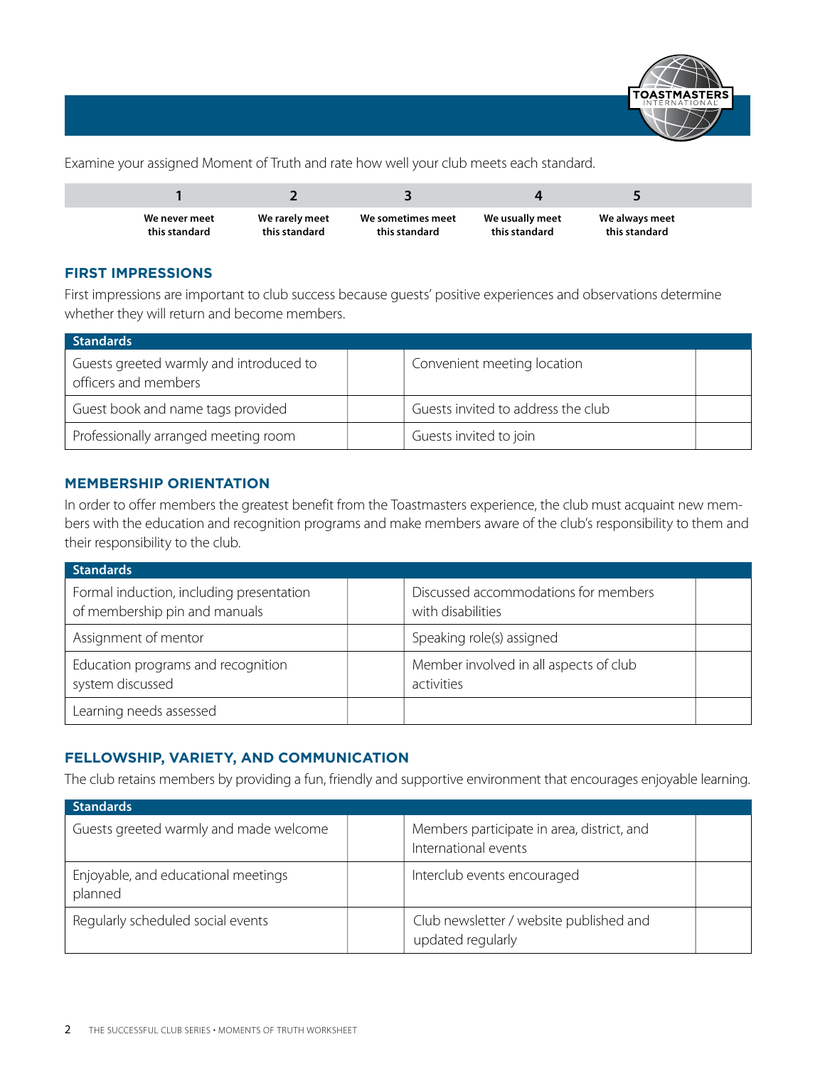Examine your assigned Moment of Truth and rate how well your club meets each standard.

| 1 | 2 | 3 | 4 | 5 |
|---|---|---|---|---|
| We never meet this standard | We rarely meet this standard | We sometimes meet this standard | We usually meet this standard | We always meet this standard |

## FIRST IMPRESSIONS

First impressions are important to club success because guests' positive experiences and observations determine whether they will return and become members.

| Standards | | | |
|---|---|---|---|
| Guests greeted warmly and introduced to officers and members | | Convenient meeting location | |
| Guest book and name tags provided | | Guests invited to address the club | |
| Professionally arranged meeting room | | Guests invited to join | |

## MEMBERSHIP ORIENTATION

In order to offer members the greatest benefit from the Toastmasters experience, the club must acquaint new members with the education and recognition programs and make members aware of the club's responsibility to them and their responsibility to the club.

| Standards | | | |
|---|---|---|---|
| Formal induction, including presentation of membership pin and manuals | | Discussed accommodations for members with disabilities | |
| Assignment of mentor | | Speaking role(s) assigned | |
| Education programs and recognition system discussed | | Member involved in all aspects of club activities | |
| Learning needs assessed | | | |

## FELLOWSHIP, VARIETY, AND COMMUNICATION

The club retains members by providing a fun, friendly and supportive environment that encourages enjoyable learning.

| Standards | | | |
|---|---|---|---|
| Guests greeted warmly and made welcome | | Members participate in area, district, and International events | |
| Enjoyable, and educational meetings planned | | Interclub events encouraged | |
| Regularly scheduled social events | | Club newsletter / website published and updated regularly | |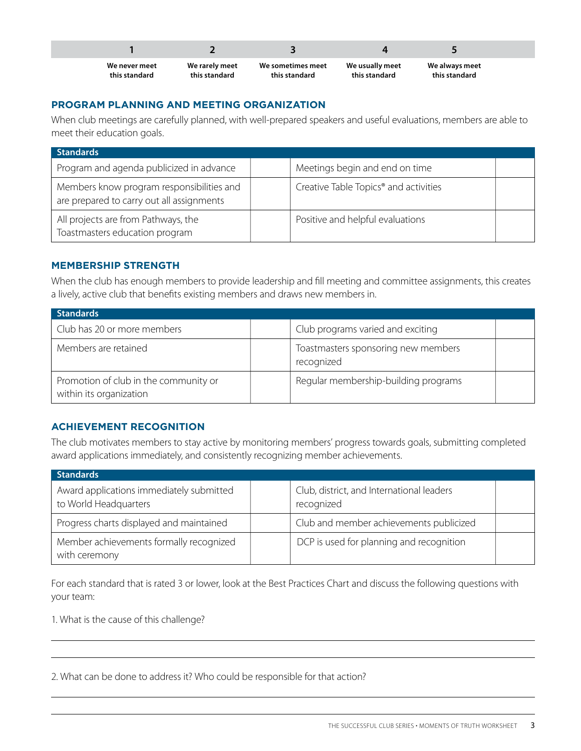| 1 | 2 | 3 | 4 | 5 |
|---|---|---|---|---|
| We never meet this standard | We rarely meet this standard | We sometimes meet this standard | We usually meet this standard | We always meet this standard |

## PROGRAM PLANNING AND MEETING ORGANIZATION

When club meetings are carefully planned, with well-prepared speakers and useful evaluations, members are able to meet their education goals.

| Standards | | | |
|---|---|---|---|
| Program and agenda publicized in advance | | Meetings begin and end on time | |
| Members know program responsibilities and are prepared to carry out all assignments | | Creative Table Topics® and activities | |
| All projects are from Pathways, the Toastmasters education program | | Positive and helpful evaluations | |

## MEMBERSHIP STRENGTH

When the club has enough members to provide leadership and fill meeting and committee assignments, this creates a lively, active club that benefits existing members and draws new members in.

| Standards | | | |
|---|---|---|---|
| Club has 20 or more members | | Club programs varied and exciting | |
| Members are retained | | Toastmasters sponsoring new members recognized | |
| Promotion of club in the community or within its organization | | Regular membership-building programs | |

## ACHIEVEMENT RECOGNITION

The club motivates members to stay active by monitoring members' progress towards goals, submitting completed award applications immediately, and consistently recognizing member achievements.

| Standards | | | |
|---|---|---|---|
| Award applications immediately submitted to World Headquarters | | Club, district, and International leaders recognized | |
| Progress charts displayed and maintained | | Club and member achievements publicized | |
| Member achievements formally recognized with ceremony | | DCP is used for planning and recognition | |

For each standard that is rated 3 or lower, look at the Best Practices Chart and discuss the following questions with your team:

1. What is the cause of this challenge?

______________________________________________

______________________________________________

2. What can be done to address it? Who could be responsible for that action?

______________________________________________

______________________________________________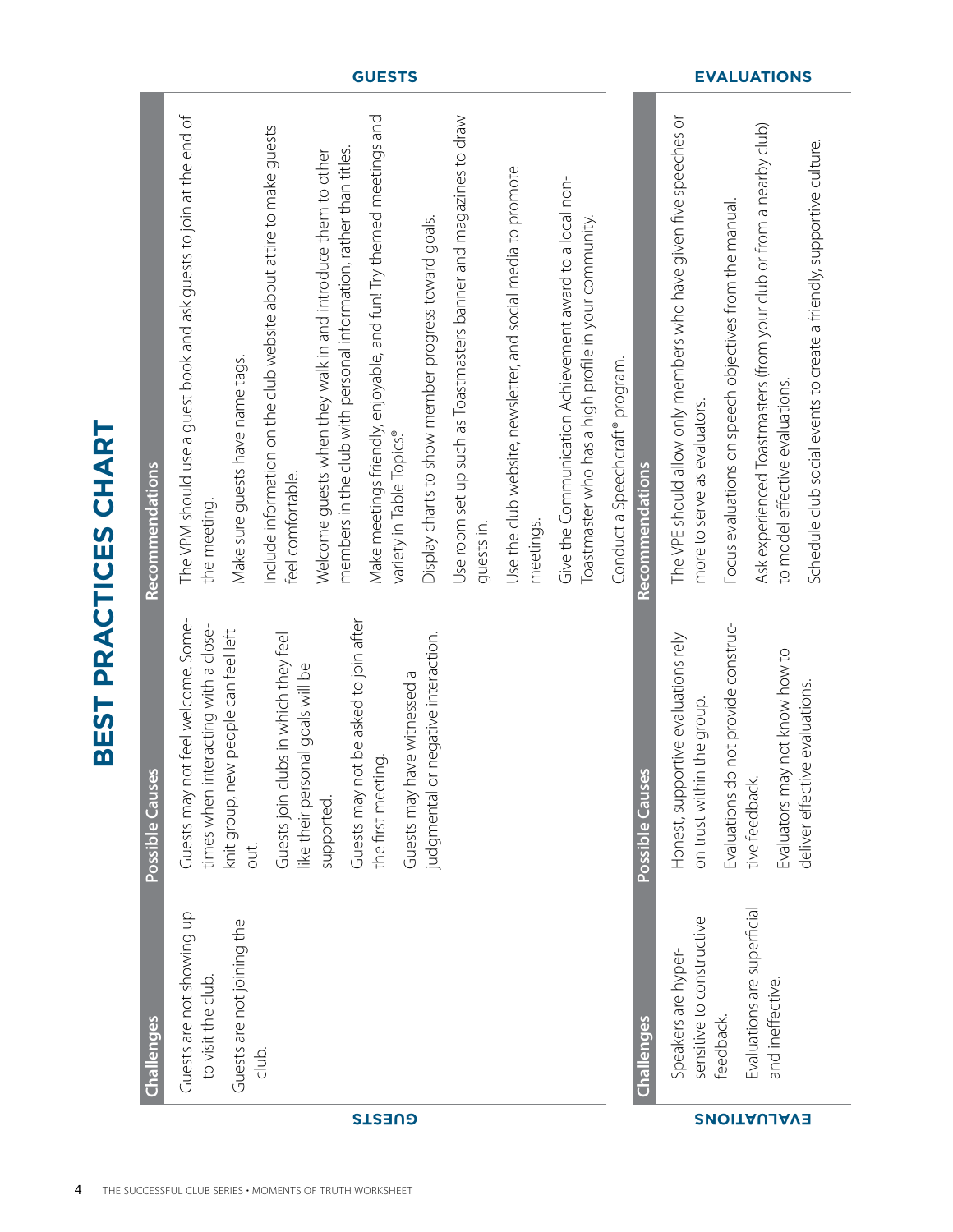# BEST PRACTICES CHART

## GUESTS

| Challenges | Possible Causes | Recommendations |
|---|---|---|
| Guests are not showing up to visit the club.<br><br>Guests are not joining the club. | Guests may not feel welcome. Sometimes when interacting with a close-knit group, new people can feel left out.<br><br>Guests join clubs in which they feel like their personal goals will be supported.<br><br>Guests may not be asked to join after the first meeting.<br><br>Guests may have witnessed a judgmental or negative interaction. | The VPM should use a guest book and ask guests to join at the end of the meeting.<br><br>Make sure guests have name tags.<br><br>Include information on the club website about attire to make guests feel comfortable.<br><br>Welcome guests when they walk in and introduce them to other members in the club with personal information, rather than titles.<br><br>Make meetings friendly, enjoyable, and fun! Try themed meetings and variety in Table Topics®.<br><br>Display charts to show member progress toward goals.<br><br>Use room set up such as Toastmasters banner and magazines to draw guests in.<br><br>Use the club website, newsletter, and social media to promote meetings.<br><br>Give the Communication Achievement award to a local non-Toastmaster who has a high profile in your community.<br><br>Conduct a Speechcraft® program. |

## EVALUATIONS

| Challenges | Possible Causes | Recommendations |
|---|---|---|
| Speakers are hyper-sensitive to constructive feedback.<br><br>Evaluations are superficial and ineffective. | Honest, supportive evaluations rely on trust within the group.<br><br>Evaluations do not provide constructive feedback.<br><br>Evaluators may not know how to deliver effective evaluations. | The VPE should allow only members who have given five speeches or more to serve as evaluators.<br><br>Focus evaluations on speech objectives from the manual.<br><br>Ask experienced Toastmasters (from your club or from a nearby club) to model effective evaluations.<br><br>Schedule club social events to create a friendly, supportive culture. |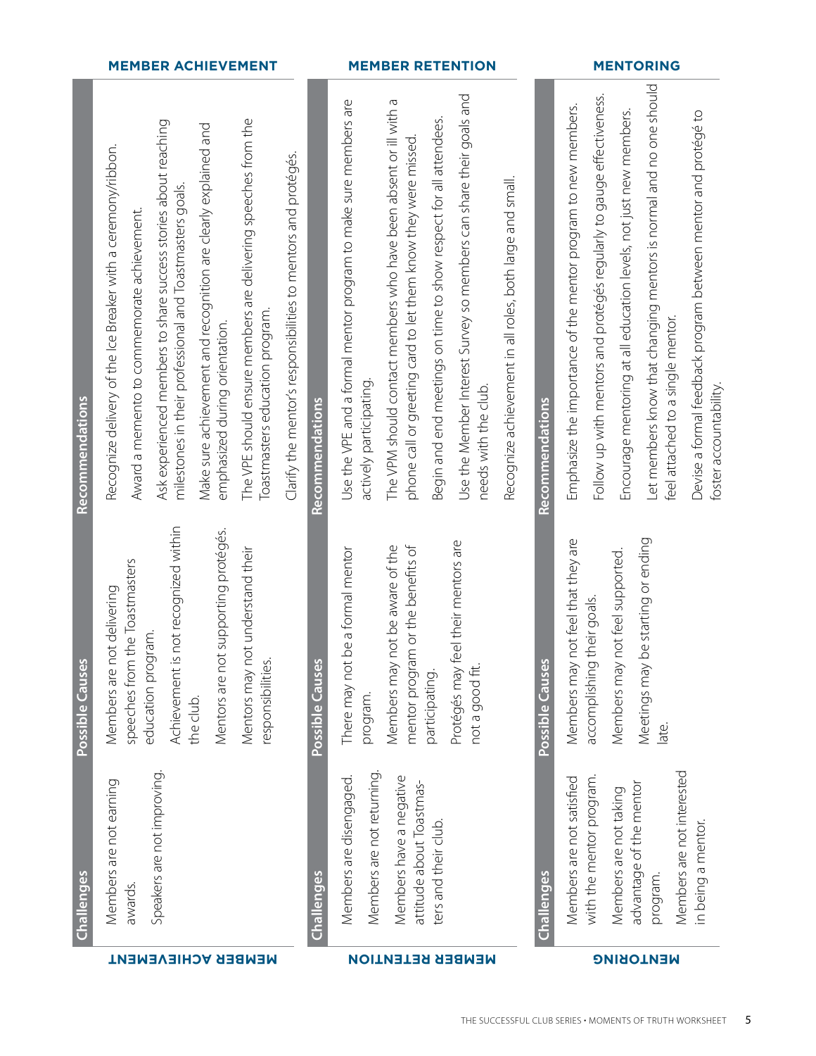## MEMBER ACHIEVEMENT

| Challenges | Possible Causes | Recommendations |
|---|---|---|
| Members are not earning awards.<br>Speakers are not improving. | Members are not delivering speeches from the Toastmasters education program.<br>Achievement is not recognized within the club.<br>Mentors are not supporting protégés.<br>Mentors may not understand their responsibilities. | Recognize delivery of the Ice Breaker with a ceremony/ribbon.<br>Award a memento to commemorate achievement.<br>Ask experienced members to share success stories about reaching milestones in their professional and Toastmasters goals.<br>Make sure achievement and recognition are clearly explained and emphasized during orientation.<br>The VPE should ensure members are delivering speeches from the Toastmasters education program.<br>Clarify the mentor's responsibilities to mentors and protégés. |

## MEMBER RETENTION

| Challenges | Possible Causes | Recommendations |
|---|---|---|
| Members are disengaged.<br>Members are not returning.<br>Members have a negative attitude about Toastmasters and their club. | There may not be a formal mentor program.<br>Members may not be aware of the mentor program or the benefits of participating.<br>Protégés may feel their mentors are not a good fit. | Use the VPE and a formal mentor program to make sure members are actively participating.<br>The VPM should contact members who have been absent or ill with a phone call or greeting card to let them know they were missed.<br>Begin and end meetings on time to show respect for all attendees.<br>Use the Member Interest Survey so members can share their goals and needs with the club.<br>Recognize achievement in all roles, both large and small. |

## MENTORING

| Challenges | Possible Causes | Recommendations |
|---|---|---|
| Members are not satisfied with the mentor program.<br>Members are not taking advantage of the mentor program.<br>Members are not interested in being a mentor. | Members may not feel that they are accomplishing their goals.<br>Members may not feel supported.<br>Meetings may be starting or ending late. | Emphasize the importance of the mentor program to new members.<br>Follow up with mentors and protégés regularly to gauge effectiveness.<br>Encourage mentoring at all education levels, not just new members.<br>Let members know that changing mentors is normal and no one should feel attached to a single mentor.<br>Devise a formal feedback program between mentor and protégé to foster accountability. |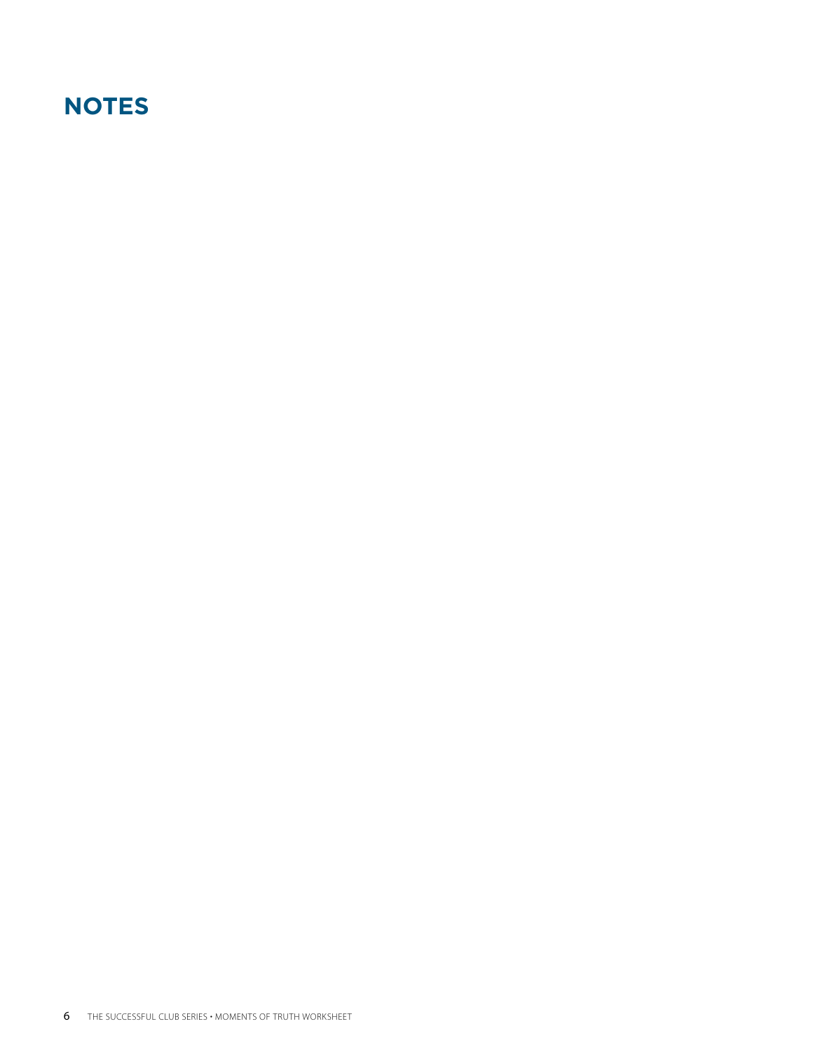# NOTES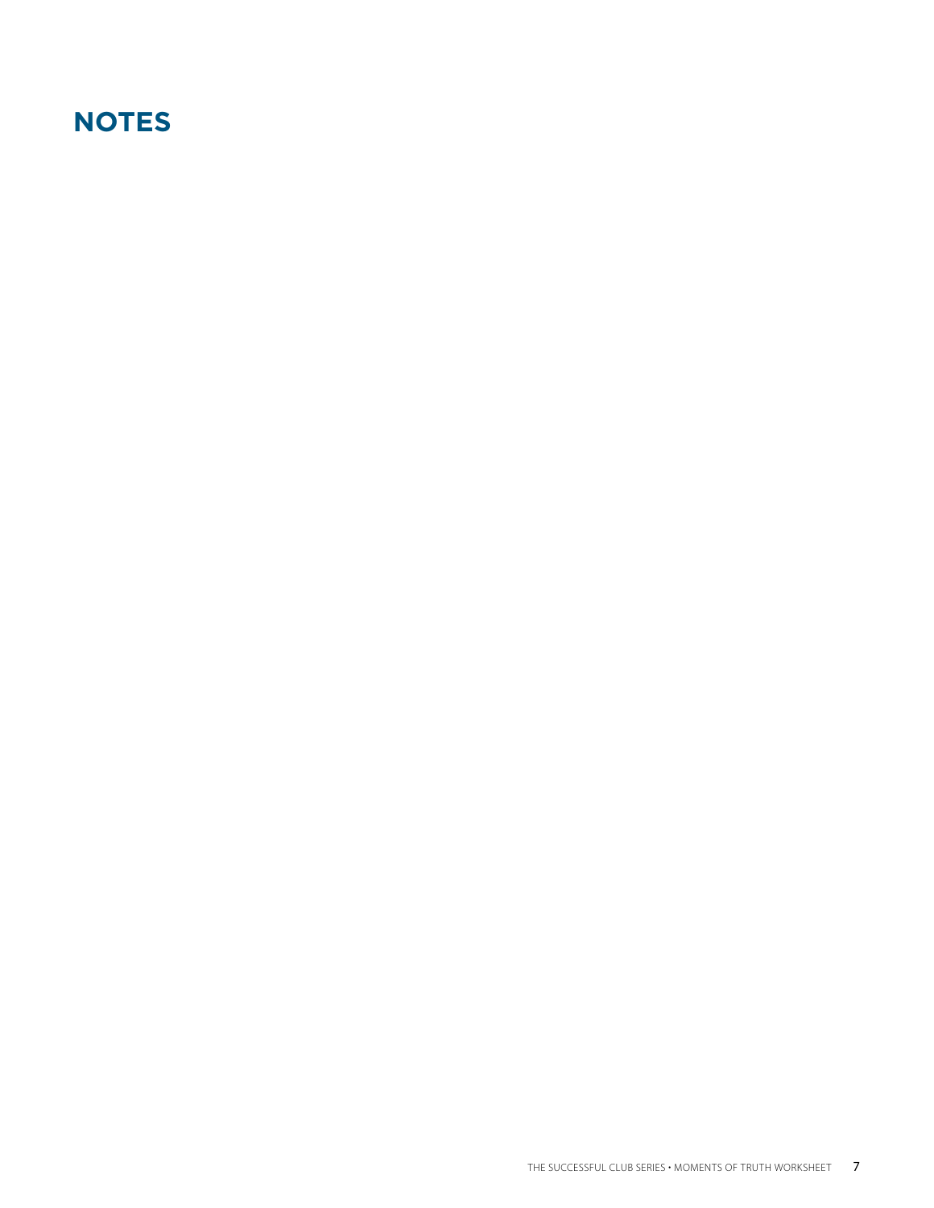# NOTES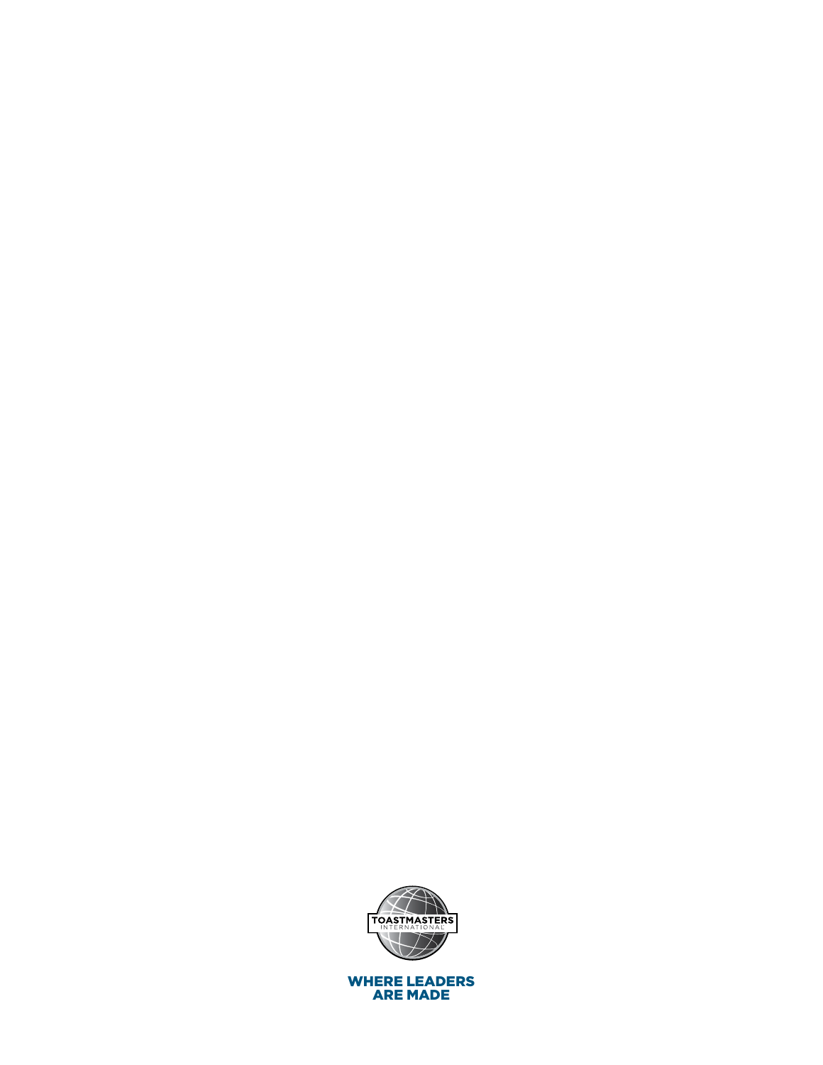TOASTMASTERS INTERNATIONAL

**WHERE LEADERS ARE MADE**